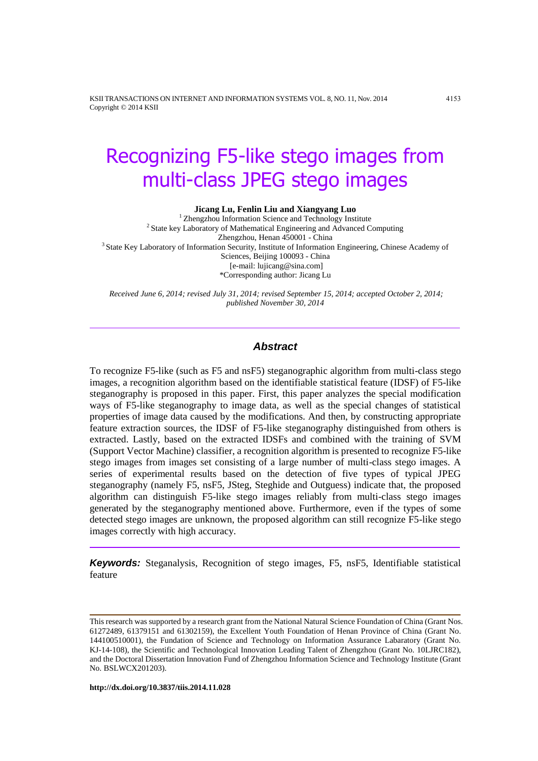# Recognizing F5-like stego images from multi-class JPEG stego images

**Jicang Lu, Fenlin Liu and Xiangyang Luo**

[1] Zhengzhou Information Science and Technology Institute
[2] State key Laboratory of Mathematical Engineering and Advanced Computing
Zhengzhou, Henan 450001 - China
[3] State Key Laboratory of Information Security, Institute of Information Engineering, Chinese Academy of Sciences, Beijing 100093 - China
[e-mail: lujicang@sina.com]
*Corresponding author: Jicang Lu

*Received June 6, 2014; revised July 31, 2014; revised September 15, 2014; accepted October 2, 2014; published November 30, 2014*

## Abstract

To recognize F5-like (such as F5 and nsF5) steganographic algorithm from multi-class stego images, a recognition algorithm based on the identifiable statistical feature (IDSF) of F5-like steganography is proposed in this paper. First, this paper analyzes the special modification ways of F5-like steganography to image data, as well as the special changes of statistical properties of image data caused by the modifications. And then, by constructing appropriate feature extraction sources, the IDSF of F5-like steganography distinguished from others is extracted. Lastly, based on the extracted IDSFs and combined with the training of SVM (Support Vector Machine) classifier, a recognition algorithm is presented to recognize F5-like stego images from images set consisting of a large number of multi-class stego images. A series of experimental results based on the detection of five types of typical JPEG steganography (namely F5, nsF5, JSteg, Steghide and Outguess) indicate that, the proposed algorithm can distinguish F5-like stego images reliably from multi-class stego images generated by the steganography mentioned above. Furthermore, even if the types of some detected stego images are unknown, the proposed algorithm can still recognize F5-like stego images correctly with high accuracy.

***Keywords:*** Steganalysis, Recognition of stego images, F5, nsF5, Identifiable statistical feature

---

This research was supported by a research grant from the National Natural Science Foundation of China (Grant Nos. 61272489, 61379151 and 61302159), the Excellent Youth Foundation of Henan Province of China (Grant No. 144100510001), the Fundation of Science and Technology on Information Assurance Labaratory (Grant No. KJ-14-108), the Scientific and Technological Innovation Leading Talent of Zhengzhou (Grant No. 10LJRC182), and the Doctoral Dissertation Innovation Fund of Zhengzhou Information Science and Technology Institute (Grant No. BSLWCX201203).

**http://dx.doi.org/10.3837/tiis.2014.11.028**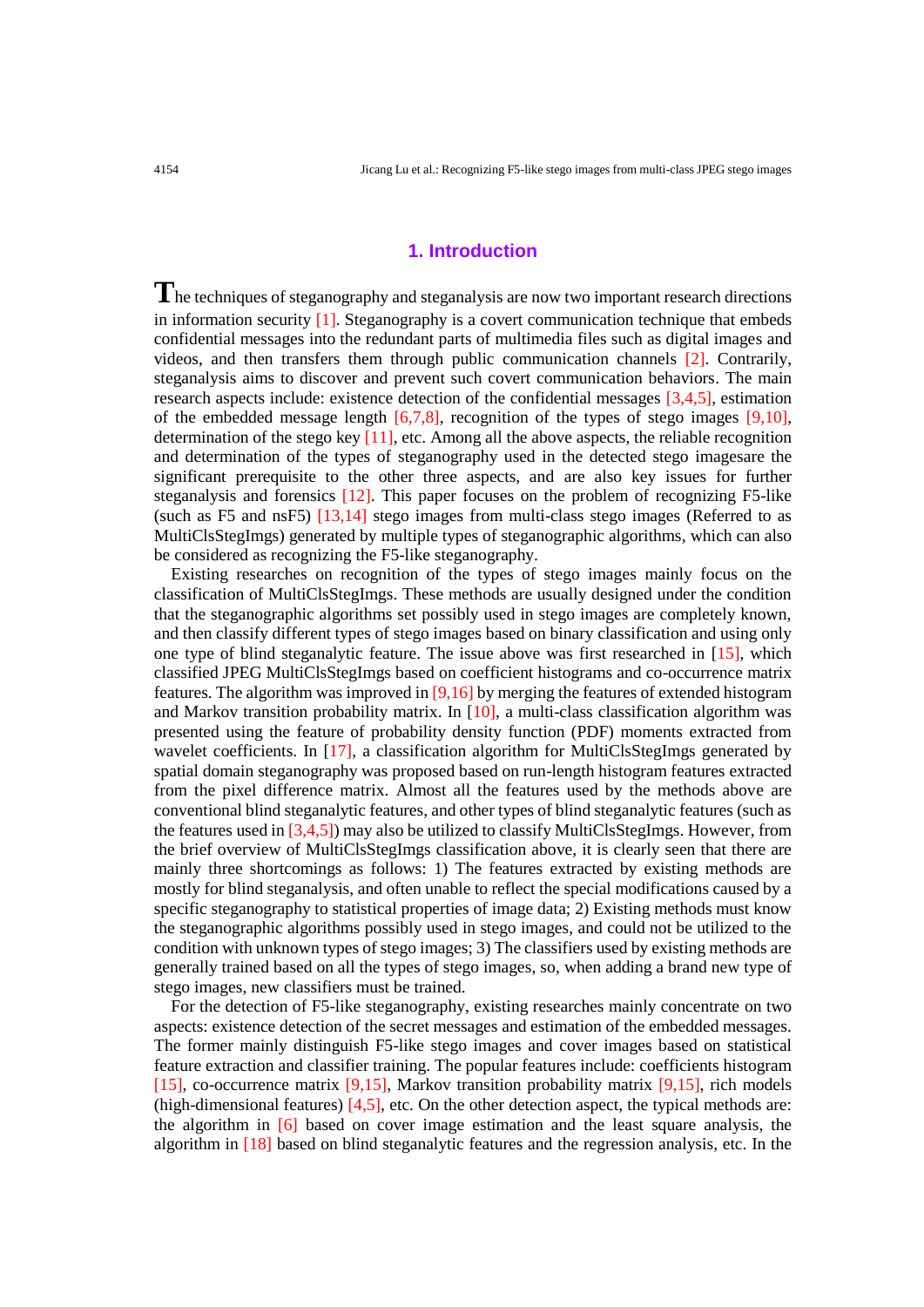## 1. Introduction

The techniques of steganography and steganalysis are now two important research directions in information security [1]. Steganography is a covert communication technique that embeds confidential messages into the redundant parts of multimedia files such as digital images and videos, and then transfers them through public communication channels [2]. Contrarily, steganalysis aims to discover and prevent such covert communication behaviors. The main research aspects include: existence detection of the confidential messages [3,4,5], estimation of the embedded message length [6,7,8], recognition of the types of stego images [9,10], determination of the stego key [11], etc. Among all the above aspects, the reliable recognition and determination of the types of steganography used in the detected stego imagesare the significant prerequisite to the other three aspects, and are also key issues for further steganalysis and forensics [12]. This paper focuses on the problem of recognizing F5-like (such as F5 and nsF5) [13,14] stego images from multi-class stego images (Referred to as MultiClsStegImgs) generated by multiple types of steganographic algorithms, which can also be considered as recognizing the F5-like steganography.

Existing researches on recognition of the types of stego images mainly focus on the classification of MultiClsStegImgs. These methods are usually designed under the condition that the steganographic algorithms set possibly used in stego images are completely known, and then classify different types of stego images based on binary classification and using only one type of blind steganalytic feature. The issue above was first researched in [15], which classified JPEG MultiClsStegImgs based on coefficient histograms and co-occurrence matrix features. The algorithm was improved in [9,16] by merging the features of extended histogram and Markov transition probability matrix. In [10], a multi-class classification algorithm was presented using the feature of probability density function (PDF) moments extracted from wavelet coefficients. In [17], a classification algorithm for MultiClsStegImgs generated by spatial domain steganography was proposed based on run-length histogram features extracted from the pixel difference matrix. Almost all the features used by the methods above are conventional blind steganalytic features, and other types of blind steganalytic features (such as the features used in [3,4,5]) may also be utilized to classify MultiClsStegImgs. However, from the brief overview of MultiClsStegImgs classification above, it is clearly seen that there are mainly three shortcomings as follows: 1) The features extracted by existing methods are mostly for blind steganalysis, and often unable to reflect the special modifications caused by a specific steganography to statistical properties of image data; 2) Existing methods must know the steganographic algorithms possibly used in stego images, and could not be utilized to the condition with unknown types of stego images; 3) The classifiers used by existing methods are generally trained based on all the types of stego images, so, when adding a brand new type of stego images, new classifiers must be trained.

For the detection of F5-like steganography, existing researches mainly concentrate on two aspects: existence detection of the secret messages and estimation of the embedded messages. The former mainly distinguish F5-like stego images and cover images based on statistical feature extraction and classifier training. The popular features include: coefficients histogram [15], co-occurrence matrix [9,15], Markov transition probability matrix [9,15], rich models (high-dimensional features) [4,5], etc. On the other detection aspect, the typical methods are: the algorithm in [6] based on cover image estimation and the least square analysis, the algorithm in [18] based on blind steganalytic features and the regression analysis, etc. In the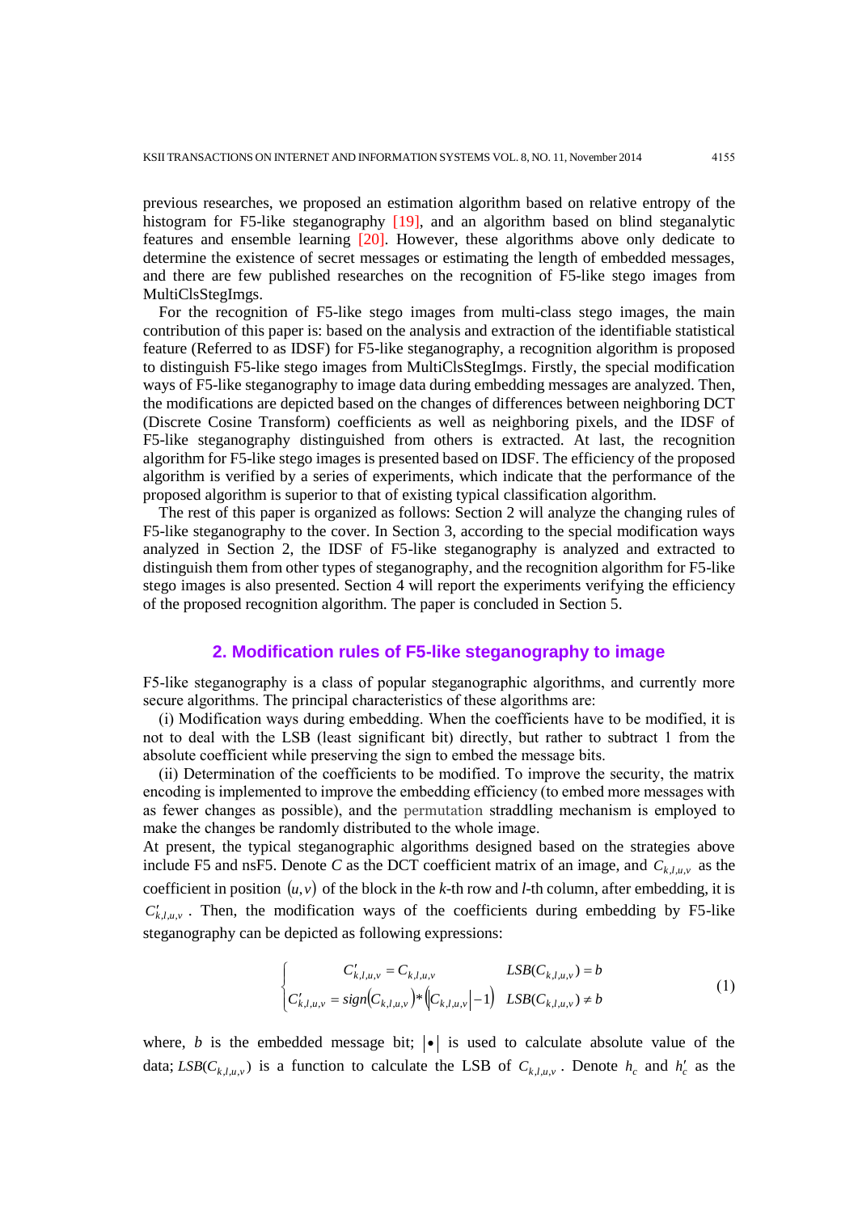previous researches, we proposed an estimation algorithm based on relative entropy of the histogram for F5-like steganography [19], and an algorithm based on blind steganalytic features and ensemble learning [20]. However, these algorithms above only dedicate to determine the existence of secret messages or estimating the length of embedded messages, and there are few published researches on the recognition of F5-like stego images from MultiClsStegImgs.

For the recognition of F5-like stego images from multi-class stego images, the main contribution of this paper is: based on the analysis and extraction of the identifiable statistical feature (Referred to as IDSF) for F5-like steganography, a recognition algorithm is proposed to distinguish F5-like stego images from MultiClsStegImgs. Firstly, the special modification ways of F5-like steganography to image data during embedding messages are analyzed. Then, the modifications are depicted based on the changes of differences between neighboring DCT (Discrete Cosine Transform) coefficients as well as neighboring pixels, and the IDSF of F5-like steganography distinguished from others is extracted. At last, the recognition algorithm for F5-like stego images is presented based on IDSF. The efficiency of the proposed algorithm is verified by a series of experiments, which indicate that the performance of the proposed algorithm is superior to that of existing typical classification algorithm.

The rest of this paper is organized as follows: Section 2 will analyze the changing rules of F5-like steganography to the cover. In Section 3, according to the special modification ways analyzed in Section 2, the IDSF of F5-like steganography is analyzed and extracted to distinguish them from other types of steganography, and the recognition algorithm for F5-like stego images is also presented. Section 4 will report the experiments verifying the efficiency of the proposed recognition algorithm. The paper is concluded in Section 5.

## 2. Modification rules of F5-like steganography to image

F5-like steganography is a class of popular steganographic algorithms, and currently more secure algorithms. The principal characteristics of these algorithms are:

(i) Modification ways during embedding. When the coefficients have to be modified, it is not to deal with the LSB (least significant bit) directly, but rather to subtract 1 from the absolute coefficient while preserving the sign to embed the message bits.

(ii) Determination of the coefficients to be modified. To improve the security, the matrix encoding is implemented to improve the embedding efficiency (to embed more messages with as fewer changes as possible), and the permutation straddling mechanism is employed to make the changes be randomly distributed to the whole image.

At present, the typical steganographic algorithms designed based on the strategies above include F5 and nsF5. Denote $C$ as the DCT coefficient matrix of an image, and $C_{k,l,u,v}$ as the coefficient in position $(u,v)$ of the block in the $k$-th row and $l$-th column, after embedding, it is $C'_{k,l,u,v}$. Then, the modification ways of the coefficients during embedding by F5-like steganography can be depicted as following expressions:

$$\begin{cases} C'_{k,l,u,v} = C_{k,l,u,v} & LSB(C_{k,l,u,v}) = b \\ C'_{k,l,u,v} = sign(C_{k,l,u,v}) * \left(\left|C_{k,l,u,v}\right| - 1\right) & LSB(C_{k,l,u,v}) \neq b \end{cases} \tag{1}$$

where, $b$ is the embedded message bit; $|\bullet|$ is used to calculate absolute value of the data; $LSB(C_{k,l,u,v})$ is a function to calculate the LSB of $C_{k,l,u,v}$. Denote $h_c$ and $h'_c$ as the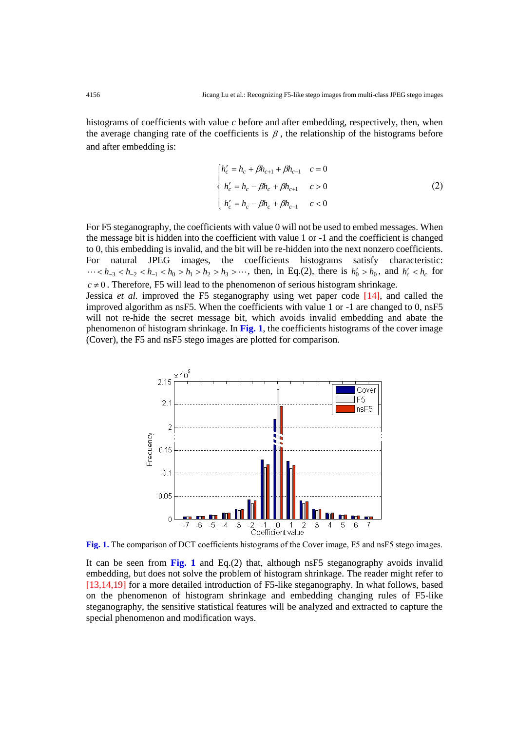histograms of coefficients with value $c$ before and after embedding, respectively, then, when the average changing rate of the coefficients is $\beta$, the relationship of the histograms before and after embedding is:

$$\begin{cases} h'_c = h_c + \beta h_{c+1} + \beta h_{c-1} & c = 0 \\ h'_c = h_c - \beta h_c + \beta h_{c+1} & c > 0 \\ h'_c = h_c - \beta h_c + \beta h_{c-1} & c < 0 \end{cases} \tag{2}$$

For F5 steganography, the coefficients with value 0 will not be used to embed messages. When the message bit is hidden into the coefficient with value 1 or -1 and the coefficient is changed to 0, this embedding is invalid, and the bit will be re-hidden into the next nonzero coefficients. For natural JPEG images, the coefficients histograms satisfy characteristic: $\cdots < h_{-3} < h_{-2} < h_{-1} < h_0 > h_1 > h_2 > h_3 > \cdots$, then, in Eq.(2), there is $h'_0 > h_0$, and $h'_c < h_c$ for $c \neq 0$. Therefore, F5 will lead to the phenomenon of serious histogram shrinkage.

Jessica *et al.* improved the F5 steganography using wet paper code [14], and called the improved algorithm as nsF5. When the coefficients with value 1 or -1 are changed to 0, nsF5 will not re-hide the secret message bit, which avoids invalid embedding and abate the phenomenon of histogram shrinkage. In **Fig. 1**, the coefficients histograms of the cover image (Cover), the F5 and nsF5 stego images are plotted for comparison.

**Fig. 1.** The comparison of DCT coefficients histograms of the Cover image, F5 and nsF5 stego images.

It can be seen from **Fig. 1** and Eq.(2) that, although nsF5 steganography avoids invalid embedding, but does not solve the problem of histogram shrinkage. The reader might refer to [13,14,19] for a more detailed introduction of F5-like steganography. In what follows, based on the phenomenon of histogram shrinkage and embedding changing rules of F5-like steganography, the sensitive statistical features will be analyzed and extracted to capture the special phenomenon and modification ways.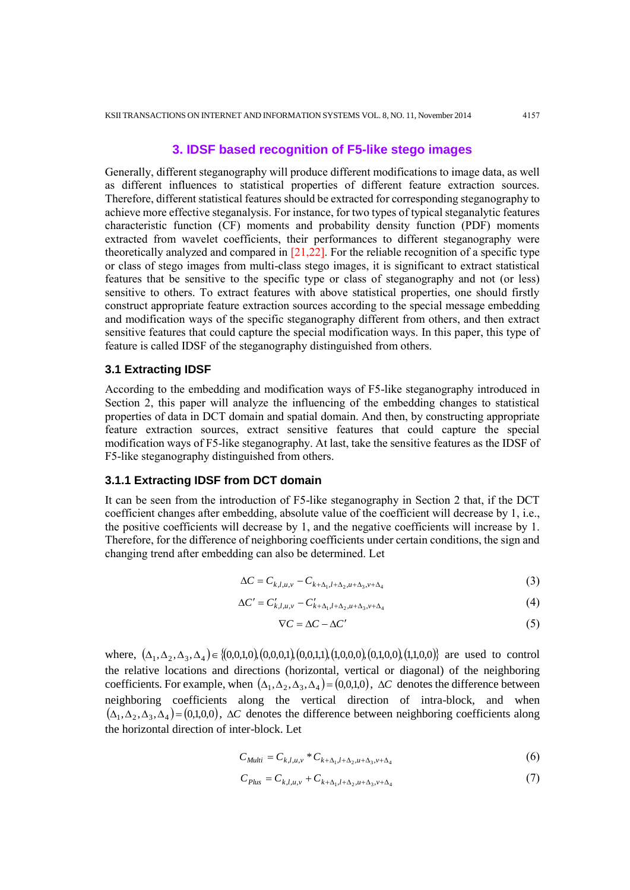## 3. IDSF based recognition of F5-like stego images

Generally, different steganography will produce different modifications to image data, as well as different influences to statistical properties of different feature extraction sources. Therefore, different statistical features should be extracted for corresponding steganography to achieve more effective steganalysis. For instance, for two types of typical steganalytic features characteristic function (CF) moments and probability density function (PDF) moments extracted from wavelet coefficients, their performances to different steganography were theoretically analyzed and compared in [21,22]. For the reliable recognition of a specific type or class of stego images from multi-class stego images, it is significant to extract statistical features that be sensitive to the specific type or class of steganography and not (or less) sensitive to others. To extract features with above statistical properties, one should firstly construct appropriate feature extraction sources according to the special message embedding and modification ways of the specific steganography different from others, and then extract sensitive features that could capture the special modification ways. In this paper, this type of feature is called IDSF of the steganography distinguished from others.

### 3.1 Extracting IDSF

According to the embedding and modification ways of F5-like steganography introduced in Section 2, this paper will analyze the influencing of the embedding changes to statistical properties of data in DCT domain and spatial domain. And then, by constructing appropriate feature extraction sources, extract sensitive features that could capture the special modification ways of F5-like steganography. At last, take the sensitive features as the IDSF of F5-like steganography distinguished from others.

#### 3.1.1 Extracting IDSF from DCT domain

It can be seen from the introduction of F5-like steganography in Section 2 that, if the DCT coefficient changes after embedding, absolute value of the coefficient will decrease by 1, i.e., the positive coefficients will decrease by 1, and the negative coefficients will increase by 1. Therefore, for the difference of neighboring coefficients under certain conditions, the sign and changing trend after embedding can also be determined. Let

$$\Delta C = C_{k,l,u,v} - C_{k+\Delta_1,l+\Delta_2,u+\Delta_3,v+\Delta_4} \tag{3}$$

$$\Delta C' = C'_{k,l,u,v} - C'_{k+\Delta_1,l+\Delta_2,u+\Delta_3,v+\Delta_4} \tag{4}$$

$$\nabla C = \Delta C - \Delta C' \tag{5}$$

where, $(\Delta_1, \Delta_2, \Delta_3, \Delta_4) \in \{(0,0,1,0),(0,0,0,1),(0,0,1,1),(1,0,0,0),(0,1,0,0),(1,1,0,0)\}$ are used to control the relative locations and directions (horizontal, vertical or diagonal) of the neighboring coefficients. For example, when $(\Delta_1, \Delta_2, \Delta_3, \Delta_4) = (0,0,1,0)$, $\Delta C$ denotes the difference between neighboring coefficients along the vertical direction of intra-block, and when $(\Delta_1, \Delta_2, \Delta_3, \Delta_4) = (0,1,0,0)$, $\Delta C$ denotes the difference between neighboring coefficients along the horizontal direction of inter-block. Let

$$C_{Multi} = C_{k,l,u,v} * C_{k+\Delta_1,l+\Delta_2,u+\Delta_3,v+\Delta_4} \tag{6}$$

$$C_{Plus} = C_{k,l,u,v} + C_{k+\Delta_1,l+\Delta_2,u+\Delta_3,v+\Delta_4} \tag{7}$$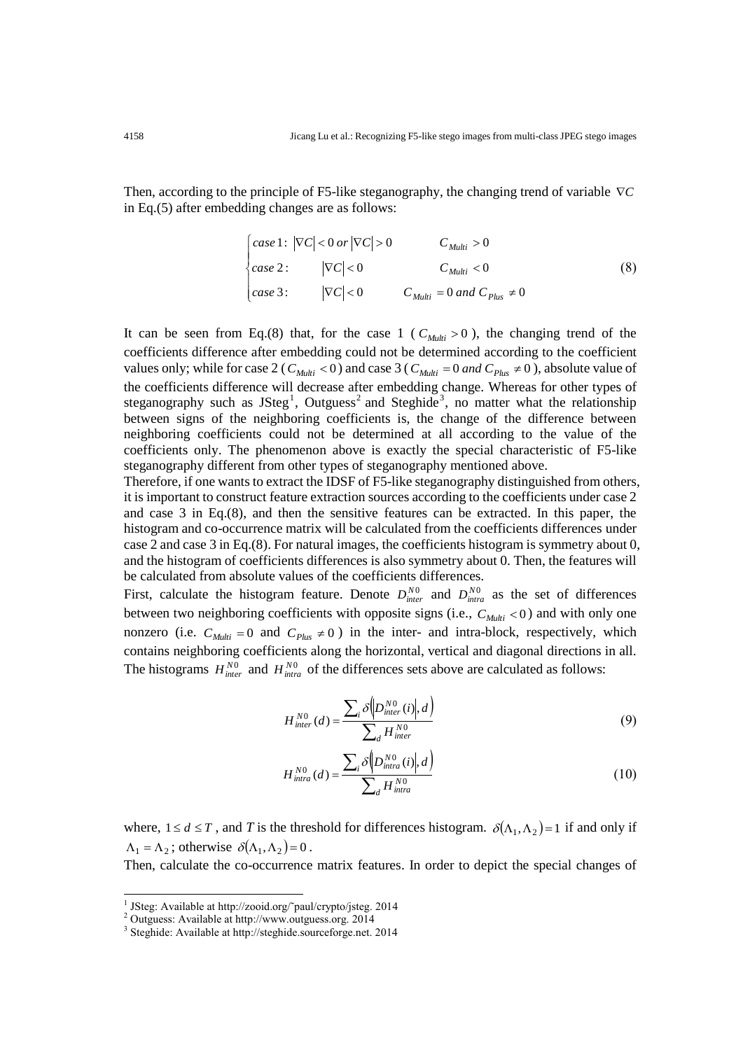Then, according to the principle of F5-like steganography, the changing trend of variable $\nabla C$ in Eq.(5) after embedding changes are as follows:

$$
\begin{cases}
case\,1: \; |\nabla C| < 0 \; or \; |\nabla C| > 0 & C_{Multi} > 0 \\
case\,2: \qquad |\nabla C| < 0 & C_{Multi} < 0 \\
case\,3: \qquad |\nabla C| < 0 & C_{Multi} = 0 \; and \; C_{Plus} \neq 0
\end{cases}
\tag{8}
$$

It can be seen from Eq.(8) that, for the case 1 ( $C_{Multi} > 0$ ), the changing trend of the coefficients difference after embedding could not be determined according to the coefficient values only; while for case 2 ( $C_{Multi} < 0$ ) and case 3 ( $C_{Multi} = 0 \; and \; C_{Plus} \neq 0$ ), absolute value of the coefficients difference will decrease after embedding change. Whereas for other types of steganography such as JSteg[1], Outguess[2] and Steghide[3], no matter what the relationship between signs of the neighboring coefficients is, the change of the difference between neighboring coefficients could not be determined at all according to the value of the coefficients only. The phenomenon above is exactly the special characteristic of F5-like steganography different from other types of steganography mentioned above.

Therefore, if one wants to extract the IDSF of F5-like steganography distinguished from others, it is important to construct feature extraction sources according to the coefficients under case 2 and case 3 in Eq.(8), and then the sensitive features can be extracted. In this paper, the histogram and co-occurrence matrix will be calculated from the coefficients differences under case 2 and case 3 in Eq.(8). For natural images, the coefficients histogram is symmetry about 0, and the histogram of coefficients differences is also symmetry about 0. Then, the features will be calculated from absolute values of the coefficients differences.

First, calculate the histogram feature. Denote $D_{inter}^{N0}$ and $D_{intra}^{N0}$ as the set of differences between two neighboring coefficients with opposite signs (i.e., $C_{Multi} < 0$ ) and with only one nonzero (i.e. $C_{Multi} = 0$ and $C_{Plus} \neq 0$ ) in the inter- and intra-block, respectively, which contains neighboring coefficients along the horizontal, vertical and diagonal directions in all. The histograms $H_{inter}^{N0}$ and $H_{intra}^{N0}$ of the differences sets above are calculated as follows:

$$
H_{inter}^{N0}(d) = \frac{\sum_i \delta\left(\left|D_{inter}^{N0}(i)\right|, d\right)}{\sum_d H_{inter}^{N0}}
\tag{9}
$$

$$
H_{intra}^{N0}(d) = \frac{\sum_i \delta\left(\left|D_{intra}^{N0}(i)\right|, d\right)}{\sum_d H_{intra}^{N0}}
\tag{10}
$$

where, $1 \leq d \leq T$ , and $T$ is the threshold for differences histogram. $\delta(\Lambda_1, \Lambda_2) = 1$ if and only if $\Lambda_1 = \Lambda_2$ ; otherwise $\delta(\Lambda_1, \Lambda_2) = 0$ .

Then, calculate the co-occurrence matrix features. In order to depict the special changes of

---

[1] JSteg: Available at http://zooid.org/~paul/crypto/jsteg. 2014

[2] Outguess: Available at http://www.outguess.org. 2014

[3] Steghide: Available at http://steghide.sourceforge.net. 2014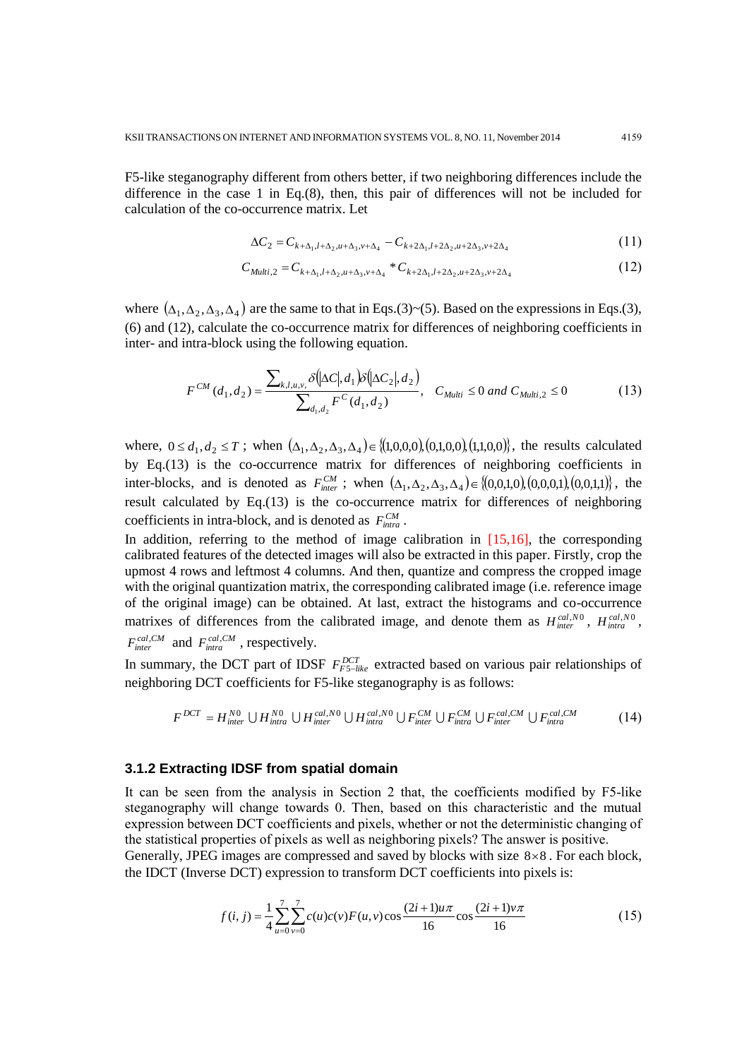F5-like steganography different from others better, if two neighboring differences include the difference in the case 1 in Eq.(8), then, this pair of differences will not be included for calculation of the co-occurrence matrix. Let

$$\Delta C_2 = C_{k+\Delta_1, l+\Delta_2, u+\Delta_3, v+\Delta_4} - C_{k+2\Delta_1, l+2\Delta_2, u+2\Delta_3, v+2\Delta_4} \tag{11}$$

$$C_{Multi,2} = C_{k+\Delta_1, l+\Delta_2, u+\Delta_3, v+\Delta_4} * C_{k+2\Delta_1, l+2\Delta_2, u+2\Delta_3, v+2\Delta_4} \tag{12}$$

where $(\Delta_1, \Delta_2, \Delta_3, \Delta_4)$ are the same to that in Eqs.(3)~(5). Based on the expressions in Eqs.(3), (6) and (12), calculate the co-occurrence matrix for differences of neighboring coefficients in inter- and intra-block using the following equation.

$$F^{CM}(d_1, d_2) = \frac{\sum_{k,l,u,v,} \delta(|\Delta C|, d_1)\delta(|\Delta C_2|, d_2)}{\sum_{d_1, d_2} F^C(d_1, d_2)}, \quad C_{Multi} \le 0 \text{ and } C_{Multi,2} \le 0 \tag{13}$$

where, $0 \le d_1, d_2 \le T$ ; when $(\Delta_1, \Delta_2, \Delta_3, \Delta_4) \in \{(1,0,0,0), (0,1,0,0), (1,1,0,0)\}$, the results calculated by Eq.(13) is the co-occurrence matrix for differences of neighboring coefficients in inter-blocks, and is denoted as $F_{inter}^{CM}$ ; when $(\Delta_1, \Delta_2, \Delta_3, \Delta_4) \in \{(0,0,1,0), (0,0,0,1), (0,0,1,1)\}$, the result calculated by Eq.(13) is the co-occurrence matrix for differences of neighboring coefficients in intra-block, and is denoted as $F_{intra}^{CM}$.

In addition, referring to the method of image calibration in [15,16], the corresponding calibrated features of the detected images will also be extracted in this paper. Firstly, crop the upmost 4 rows and leftmost 4 columns. And then, quantize and compress the cropped image with the original quantization matrix, the corresponding calibrated image (i.e. reference image of the original image) can be obtained. At last, extract the histograms and co-occurrence matrixes of differences from the calibrated image, and denote them as $H_{inter}^{cal,N0}$, $H_{intra}^{cal,N0}$, $F_{inter}^{cal,CM}$ and $F_{intra}^{cal,CM}$, respectively.

In summary, the DCT part of IDSF $F_{F5-like}^{DCT}$ extracted based on various pair relationships of neighboring DCT coefficients for F5-like steganography is as follows:

$$F^{DCT} = H_{inter}^{N0} \cup H_{intra}^{N0} \cup H_{inter}^{cal,N0} \cup H_{intra}^{cal,N0} \cup F_{inter}^{CM} \cup F_{intra}^{CM} \cup F_{inter}^{cal,CM} \cup F_{intra}^{cal,CM} \tag{14}$$

### 3.1.2 Extracting IDSF from spatial domain

It can be seen from the analysis in Section 2 that, the coefficients modified by F5-like steganography will change towards 0. Then, based on this characteristic and the mutual expression between DCT coefficients and pixels, whether or not the deterministic changing of the statistical properties of pixels as well as neighboring pixels? The answer is positive.

Generally, JPEG images are compressed and saved by blocks with size $8 \times 8$. For each block, the IDCT (Inverse DCT) expression to transform DCT coefficients into pixels is:

$$f(i,j) = \frac{1}{4} \sum_{u=0}^{7} \sum_{v=0}^{7} c(u)c(v)F(u,v) \cos\frac{(2i+1)u\pi}{16} \cos\frac{(2i+1)v\pi}{16} \tag{15}$$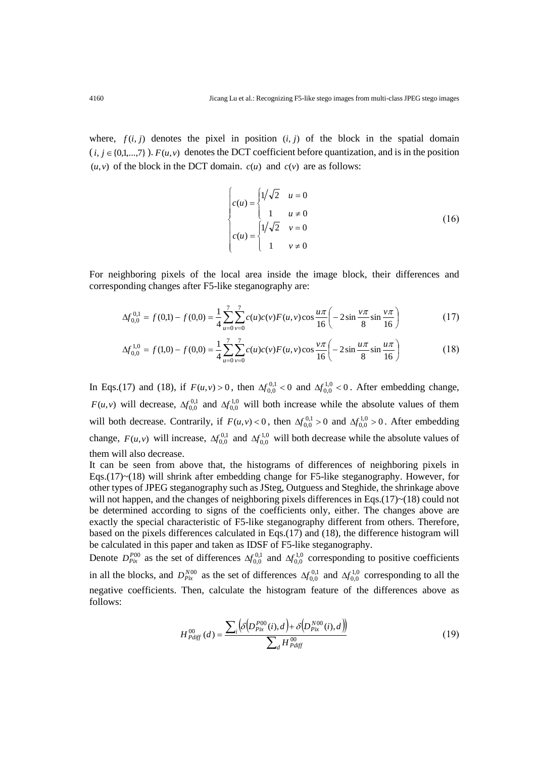where, $f(i, j)$ denotes the pixel in position $(i, j)$ of the block in the spatial domain ($i, j \in \{0,1,...,7\}$). $F(u,v)$ denotes the DCT coefficient before quantization, and is in the position $(u,v)$ of the block in the DCT domain. $c(u)$ and $c(v)$ are as follows:

$$
\begin{cases}
c(u) = \begin{cases} 1/\sqrt{2} & u = 0 \\ 1 & u \neq 0 \end{cases} \\
c(u) = \begin{cases} 1/\sqrt{2} & v = 0 \\ 1 & v \neq 0 \end{cases}
\end{cases}
\tag{16}
$$

For neighboring pixels of the local area inside the image block, their differences and corresponding changes after F5-like steganography are:

$$
\Delta f_{0,0}^{0,1} = f(0,1) - f(0,0) = \frac{1}{4}\sum_{u=0}^{7}\sum_{v=0}^{7} c(u)c(v)F(u,v)\cos\frac{u\pi}{16}\left(-2\sin\frac{v\pi}{8}\sin\frac{v\pi}{16}\right) \tag{17}
$$

$$
\Delta f_{0,0}^{1,0} = f(1,0) - f(0,0) = \frac{1}{4}\sum_{u=0}^{7}\sum_{v=0}^{7} c(u)c(v)F(u,v)\cos\frac{v\pi}{16}\left(-2\sin\frac{u\pi}{8}\sin\frac{u\pi}{16}\right) \tag{18}
$$

In Eqs.(17) and (18), if $F(u,v) > 0$, then $\Delta f_{0,0}^{0,1} < 0$ and $\Delta f_{0,0}^{1,0} < 0$. After embedding change, $F(u,v)$ will decrease, $\Delta f_{0,0}^{0,1}$ and $\Delta f_{0,0}^{1,0}$ will both increase while the absolute values of them will both decrease. Contrarily, if $F(u,v) < 0$, then $\Delta f_{0,0}^{0,1} > 0$ and $\Delta f_{0,0}^{1,0} > 0$. After embedding change, $F(u,v)$ will increase, $\Delta f_{0,0}^{0,1}$ and $\Delta f_{0,0}^{1,0}$ will both decrease while the absolute values of them will also decrease.

It can be seen from above that, the histograms of differences of neighboring pixels in Eqs.(17)~(18) will shrink after embedding change for F5-like steganography. However, for other types of JPEG steganography such as JSteg, Outguess and Steghide, the shrinkage above will not happen, and the changes of neighboring pixels differences in Eqs.(17)~(18) could not be determined according to signs of the coefficients only, either. The changes above are exactly the special characteristic of F5-like steganography different from others. Therefore, based on the pixels differences calculated in Eqs.(17) and (18), the difference histogram will be calculated in this paper and taken as IDSF of F5-like steganography.

Denote $D_{Pix}^{P00}$ as the set of differences $\Delta f_{0,0}^{0,1}$ and $\Delta f_{0,0}^{1,0}$ corresponding to positive coefficients in all the blocks, and $D_{Pix}^{N00}$ as the set of differences $\Delta f_{0,0}^{0,1}$ and $\Delta f_{0,0}^{1,0}$ corresponding to all the negative coefficients. Then, calculate the histogram feature of the differences above as follows:

$$
H_{Pdiff}^{00}(d) = \frac{\sum_i \left(\delta\left(D_{Pix}^{P00}(i), d\right) + \delta\left(D_{Pix}^{N00}(i), d\right)\right)}{\sum_d H_{Pdiff}^{00}} \tag{19}
$$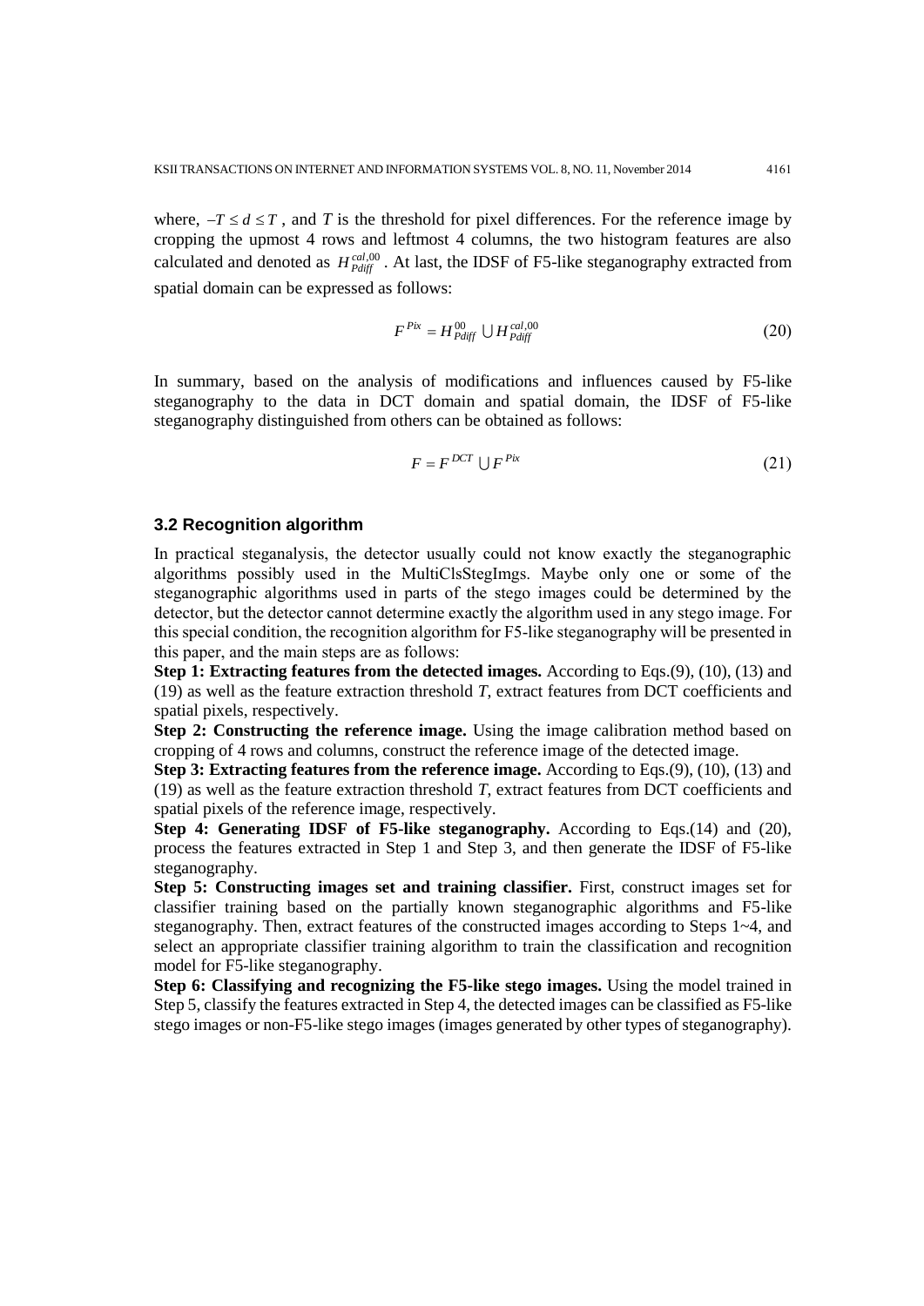where, $-T \le d \le T$, and $T$ is the threshold for pixel differences. For the reference image by cropping the upmost 4 rows and leftmost 4 columns, the two histogram features are also calculated and denoted as $H_{Pdiff}^{cal,00}$. At last, the IDSF of F5-like steganography extracted from spatial domain can be expressed as follows:

$$F^{Pix} = H_{Pdiff}^{00} \cup H_{Pdiff}^{cal,00} \tag{20}$$

In summary, based on the analysis of modifications and influences caused by F5-like steganography to the data in DCT domain and spatial domain, the IDSF of F5-like steganography distinguished from others can be obtained as follows:

$$F = F^{DCT} \cup F^{Pix} \tag{21}$$

### 3.2 Recognition algorithm

In practical steganalysis, the detector usually could not know exactly the steganographic algorithms possibly used in the MultiClsStegImgs. Maybe only one or some of the steganographic algorithms used in parts of the stego images could be determined by the detector, but the detector cannot determine exactly the algorithm used in any stego image. For this special condition, the recognition algorithm for F5-like steganography will be presented in this paper, and the main steps are as follows:

**Step 1: Extracting features from the detected images.** According to Eqs.(9), (10), (13) and (19) as well as the feature extraction threshold $T$, extract features from DCT coefficients and spatial pixels, respectively.

**Step 2: Constructing the reference image.** Using the image calibration method based on cropping of 4 rows and columns, construct the reference image of the detected image.

**Step 3: Extracting features from the reference image.** According to Eqs.(9), (10), (13) and (19) as well as the feature extraction threshold $T$, extract features from DCT coefficients and spatial pixels of the reference image, respectively.

**Step 4: Generating IDSF of F5-like steganography.** According to Eqs.(14) and (20), process the features extracted in Step 1 and Step 3, and then generate the IDSF of F5-like steganography.

**Step 5: Constructing images set and training classifier.** First, construct images set for classifier training based on the partially known steganographic algorithms and F5-like steganography. Then, extract features of the constructed images according to Steps 1~4, and select an appropriate classifier training algorithm to train the classification and recognition model for F5-like steganography.

**Step 6: Classifying and recognizing the F5-like stego images.** Using the model trained in Step 5, classify the features extracted in Step 4, the detected images can be classified as F5-like stego images or non-F5-like stego images (images generated by other types of steganography).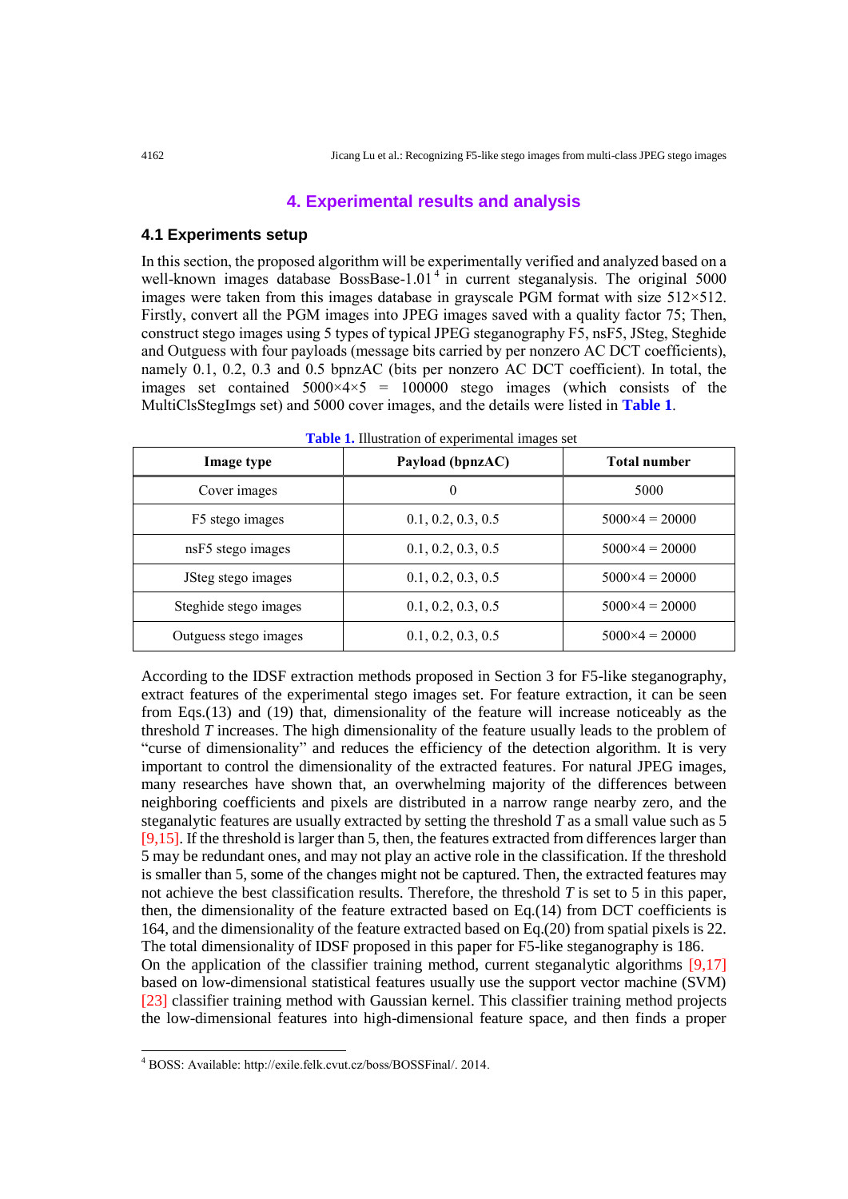## 4. Experimental results and analysis

### 4.1 Experiments setup

In this section, the proposed algorithm will be experimentally verified and analyzed based on a well-known images database BossBase-1.01 [4] in current steganalysis. The original 5000 images were taken from this images database in grayscale PGM format with size 512×512. Firstly, convert all the PGM images into JPEG images saved with a quality factor 75; Then, construct stego images using 5 types of typical JPEG steganography F5, nsF5, JSteg, Steghide and Outguess with four payloads (message bits carried by per nonzero AC DCT coefficients), namely 0.1, 0.2, 0.3 and 0.5 bpnzAC (bits per nonzero AC DCT coefficient). In total, the images set contained 5000×4×5 = 100000 stego images (which consists of the MultiClsStegImgs set) and 5000 cover images, and the details were listed in **Table 1**.

**Table 1.** Illustration of experimental images set

| Image type | Payload (bpnzAC) | Total number |
|---|---|---|
| Cover images | 0 | 5000 |
| F5 stego images | 0.1, 0.2, 0.3, 0.5 | 5000×4 = 20000 |
| nsF5 stego images | 0.1, 0.2, 0.3, 0.5 | 5000×4 = 20000 |
| JSteg stego images | 0.1, 0.2, 0.3, 0.5 | 5000×4 = 20000 |
| Steghide stego images | 0.1, 0.2, 0.3, 0.5 | 5000×4 = 20000 |
| Outguess stego images | 0.1, 0.2, 0.3, 0.5 | 5000×4 = 20000 |

According to the IDSF extraction methods proposed in Section 3 for F5-like steganography, extract features of the experimental stego images set. For feature extraction, it can be seen from Eqs.(13) and (19) that, dimensionality of the feature will increase noticeably as the threshold $T$ increases. The high dimensionality of the feature usually leads to the problem of "curse of dimensionality" and reduces the efficiency of the detection algorithm. It is very important to control the dimensionality of the extracted features. For natural JPEG images, many researches have shown that, an overwhelming majority of the differences between neighboring coefficients and pixels are distributed in a narrow range nearby zero, and the steganalytic features are usually extracted by setting the threshold $T$ as a small value such as 5 [9,15]. If the threshold is larger than 5, then, the features extracted from differences larger than 5 may be redundant ones, and may not play an active role in the classification. If the threshold is smaller than 5, some of the changes might not be captured. Then, the extracted features may not achieve the best classification results. Therefore, the threshold $T$ is set to 5 in this paper, then, the dimensionality of the feature extracted based on Eq.(14) from DCT coefficients is 164, and the dimensionality of the feature extracted based on Eq.(20) from spatial pixels is 22. The total dimensionality of IDSF proposed in this paper for F5-like steganography is 186.

On the application of the classifier training method, current steganalytic algorithms [9,17] based on low-dimensional statistical features usually use the support vector machine (SVM) [23] classifier training method with Gaussian kernel. This classifier training method projects the low-dimensional features into high-dimensional feature space, and then finds a proper

[4] BOSS: Available: http://exile.felk.cvut.cz/boss/BOSSFinal/. 2014.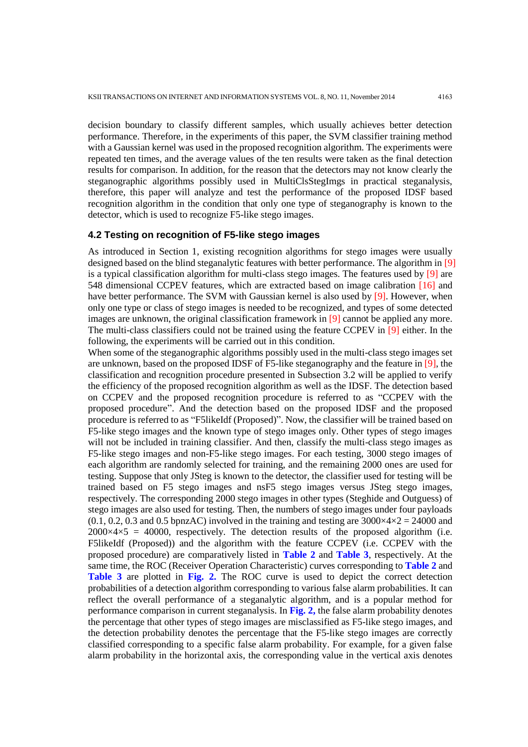decision boundary to classify different samples, which usually achieves better detection performance. Therefore, in the experiments of this paper, the SVM classifier training method with a Gaussian kernel was used in the proposed recognition algorithm. The experiments were repeated ten times, and the average values of the ten results were taken as the final detection results for comparison. In addition, for the reason that the detectors may not know clearly the steganographic algorithms possibly used in MultiClsStegImgs in practical steganalysis, therefore, this paper will analyze and test the performance of the proposed IDSF based recognition algorithm in the condition that only one type of steganography is known to the detector, which is used to recognize F5-like stego images.

### 4.2 Testing on recognition of F5-like stego images

As introduced in Section 1, existing recognition algorithms for stego images were usually designed based on the blind steganalytic features with better performance. The algorithm in [9] is a typical classification algorithm for multi-class stego images. The features used by [9] are 548 dimensional CCPEV features, which are extracted based on image calibration [16] and have better performance. The SVM with Gaussian kernel is also used by [9]. However, when only one type or class of stego images is needed to be recognized, and types of some detected images are unknown, the original classification framework in [9] cannot be applied any more. The multi-class classifiers could not be trained using the feature CCPEV in [9] either. In the following, the experiments will be carried out in this condition.

When some of the steganographic algorithms possibly used in the multi-class stego images set are unknown, based on the proposed IDSF of F5-like steganography and the feature in [9], the classification and recognition procedure presented in Subsection 3.2 will be applied to verify the efficiency of the proposed recognition algorithm as well as the IDSF. The detection based on CCPEV and the proposed recognition procedure is referred to as "CCPEV with the proposed procedure". And the detection based on the proposed IDSF and the proposed procedure is referred to as "F5likeIdf (Proposed)". Now, the classifier will be trained based on F5-like stego images and the known type of stego images only. Other types of stego images will not be included in training classifier. And then, classify the multi-class stego images as F5-like stego images and non-F5-like stego images. For each testing, 3000 stego images of each algorithm are randomly selected for training, and the remaining 2000 ones are used for testing. Suppose that only JSteg is known to the detector, the classifier used for testing will be trained based on F5 stego images and nsF5 stego images versus JSteg stego images, respectively. The corresponding 2000 stego images in other types (Steghide and Outguess) of stego images are also used for testing. Then, the numbers of stego images under four payloads (0.1, 0.2, 0.3 and 0.5 bpnzAC) involved in the training and testing are $3000\times4\times2 = 24000$ and $2000\times4\times5 = 40000$, respectively. The detection results of the proposed algorithm (i.e. F5likeIdf (Proposed)) and the algorithm with the feature CCPEV (i.e. CCPEV with the proposed procedure) are comparatively listed in **Table 2** and **Table 3**, respectively. At the same time, the ROC (Receiver Operation Characteristic) curves corresponding to **Table 2** and **Table 3** are plotted in **Fig. 2.** The ROC curve is used to depict the correct detection probabilities of a detection algorithm corresponding to various false alarm probabilities. It can reflect the overall performance of a steganalytic algorithm, and is a popular method for performance comparison in current steganalysis. In **Fig. 2,** the false alarm probability denotes the percentage that other types of stego images are misclassified as F5-like stego images, and the detection probability denotes the percentage that the F5-like stego images are correctly classified corresponding to a specific false alarm probability. For example, for a given false alarm probability in the horizontal axis, the corresponding value in the vertical axis denotes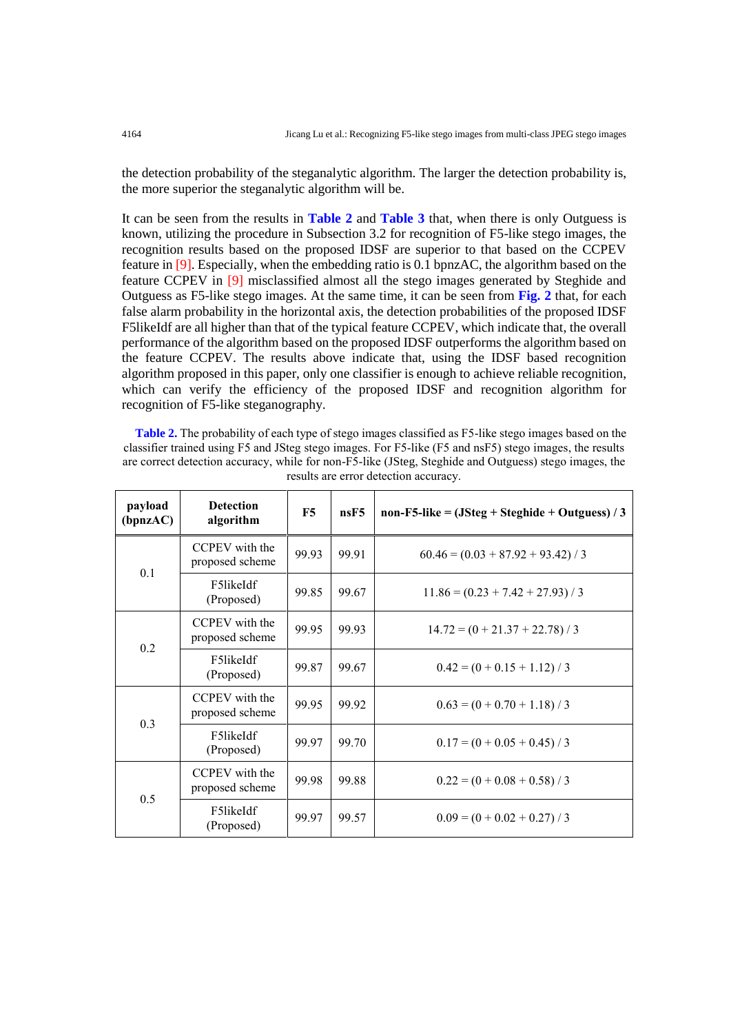the detection probability of the steganalytic algorithm. The larger the detection probability is, the more superior the steganalytic algorithm will be.

It can be seen from the results in **Table 2** and **Table 3** that, when there is only Outguess is known, utilizing the procedure in Subsection 3.2 for recognition of F5-like stego images, the recognition results based on the proposed IDSF are superior to that based on the CCPEV feature in [9]. Especially, when the embedding ratio is 0.1 bpnzAC, the algorithm based on the feature CCPEV in [9] misclassified almost all the stego images generated by Steghide and Outguess as F5-like stego images. At the same time, it can be seen from **Fig. 2** that, for each false alarm probability in the horizontal axis, the detection probabilities of the proposed IDSF F5likeIdf are all higher than that of the typical feature CCPEV, which indicate that, the overall performance of the algorithm based on the proposed IDSF outperforms the algorithm based on the feature CCPEV. The results above indicate that, using the IDSF based recognition algorithm proposed in this paper, only one classifier is enough to achieve reliable recognition, which can verify the efficiency of the proposed IDSF and recognition algorithm for recognition of F5-like steganography.

**Table 2.** The probability of each type of stego images classified as F5-like stego images based on the classifier trained using F5 and JSteg stego images. For F5-like (F5 and nsF5) stego images, the results are correct detection accuracy, while for non-F5-like (JSteg, Steghide and Outguess) stego images, the results are error detection accuracy.

| payload (bpnzAC) | Detection algorithm | F5 | nsF5 | non-F5-like = (JSteg + Steghide + Outguess) / 3 |
|---|---|---|---|---|
| 0.1 | CCPEV with the proposed scheme | 99.93 | 99.91 | 60.46 = (0.03 + 87.92 + 93.42) / 3 |
| | F5likeIdf (Proposed) | 99.85 | 99.67 | 11.86 = (0.23 + 7.42 + 27.93) / 3 |
| 0.2 | CCPEV with the proposed scheme | 99.95 | 99.93 | 14.72 = (0 + 21.37 + 22.78) / 3 |
| | F5likeIdf (Proposed) | 99.87 | 99.67 | 0.42 = (0 + 0.15 + 1.12) / 3 |
| 0.3 | CCPEV with the proposed scheme | 99.95 | 99.92 | 0.63 = (0 + 0.70 + 1.18) / 3 |
| | F5likeIdf (Proposed) | 99.97 | 99.70 | 0.17 = (0 + 0.05 + 0.45) / 3 |
| 0.5 | CCPEV with the proposed scheme | 99.98 | 99.88 | 0.22 = (0 + 0.08 + 0.58) / 3 |
| | F5likeIdf (Proposed) | 99.97 | 99.57 | 0.09 = (0 + 0.02 + 0.27) / 3 |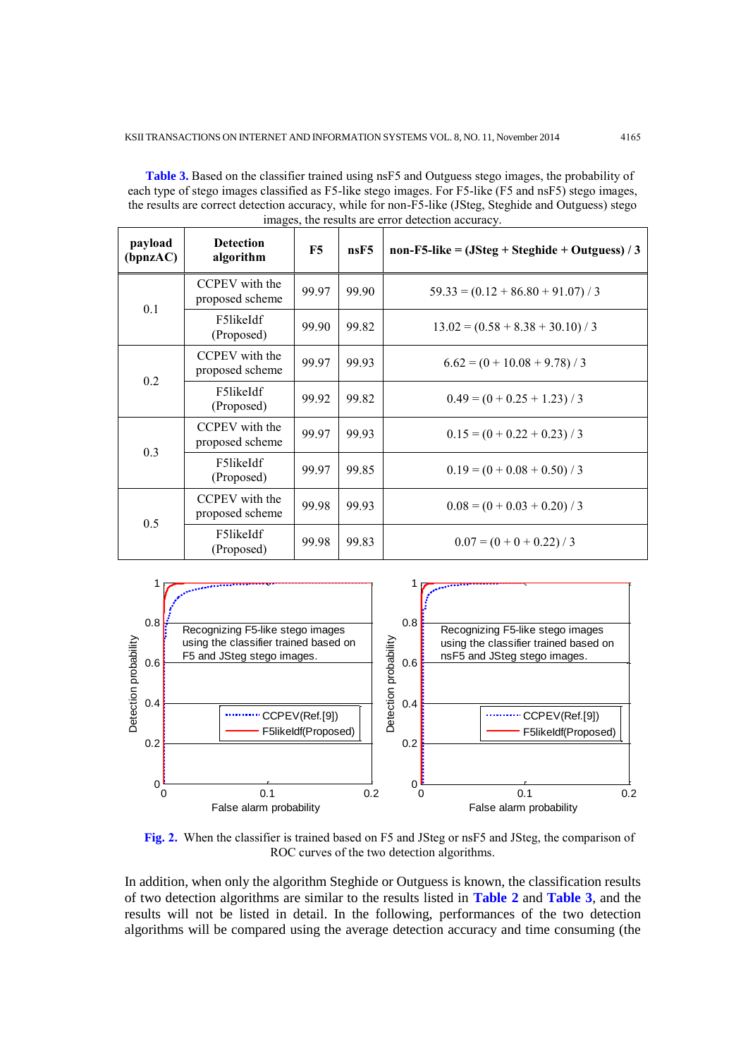**Table 3.** Based on the classifier trained using nsF5 and Outguess stego images, the probability of each type of stego images classified as F5-like stego images. For F5-like (F5 and nsF5) stego images, the results are correct detection accuracy, while for non-F5-like (JSteg, Steghide and Outguess) stego images, the results are error detection accuracy.

| payload (bpnzAC) | Detection algorithm | F5 | nsF5 | non-F5-like = (JSteg + Steghide + Outguess) / 3 |
|---|---|---|---|---|
| 0.1 | CCPEV with the proposed scheme | 99.97 | 99.90 | 59.33 = (0.12 + 86.80 + 91.07) / 3 |
| | F5likeIdf (Proposed) | 99.90 | 99.82 | 13.02 = (0.58 + 8.38 + 30.10) / 3 |
| 0.2 | CCPEV with the proposed scheme | 99.97 | 99.93 | 6.62 = (0 + 10.08 + 9.78) / 3 |
| | F5likeIdf (Proposed) | 99.92 | 99.82 | 0.49 = (0 + 0.25 + 1.23) / 3 |
| 0.3 | CCPEV with the proposed scheme | 99.97 | 99.93 | 0.15 = (0 + 0.22 + 0.23) / 3 |
| | F5likeIdf (Proposed) | 99.97 | 99.85 | 0.19 = (0 + 0.08 + 0.50) / 3 |
| 0.5 | CCPEV with the proposed scheme | 99.98 | 99.93 | 0.08 = (0 + 0.03 + 0.20) / 3 |
| | F5likeIdf (Proposed) | 99.98 | 99.83 | 0.07 = (0 + 0 + 0.22) / 3 |

**Fig. 2.** When the classifier is trained based on F5 and JSteg or nsF5 and JSteg, the comparison of ROC curves of the two detection algorithms.

In addition, when only the algorithm Steghide or Outguess is known, the classification results of two detection algorithms are similar to the results listed in **Table 2** and **Table 3**, and the results will not be listed in detail. In the following, performances of the two detection algorithms will be compared using the average detection accuracy and time consuming (the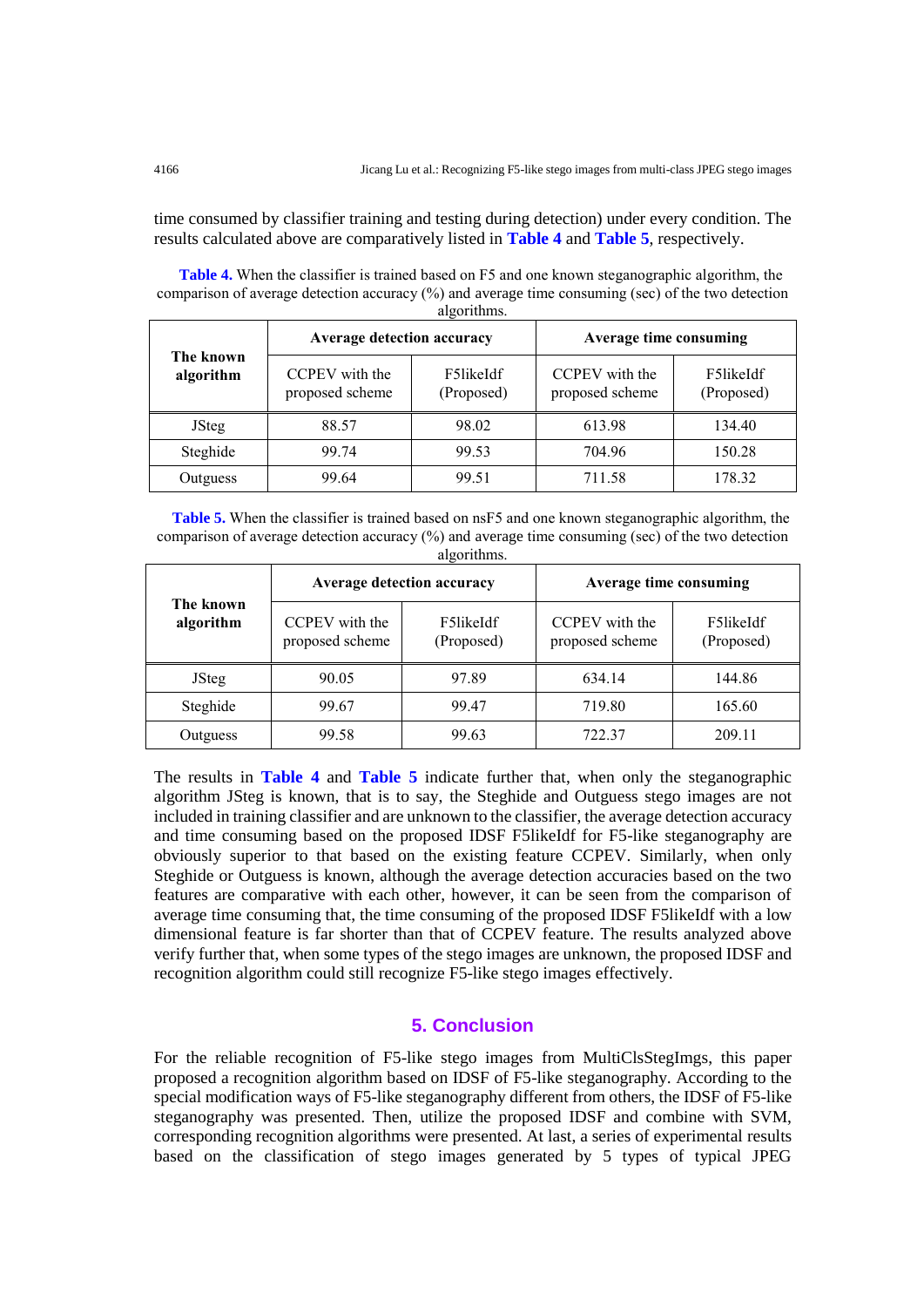time consumed by classifier training and testing during detection) under every condition. The results calculated above are comparatively listed in **Table 4** and **Table 5**, respectively.

**Table 4.** When the classifier is trained based on F5 and one known steganographic algorithm, the comparison of average detection accuracy (%) and average time consuming (sec) of the two detection algorithms.

| The known algorithm | Average detection accuracy | | Average time consuming | |
|---|---|---|---|---|
| | CCPEV with the proposed scheme | F5likeIdf (Proposed) | CCPEV with the proposed scheme | F5likeIdf (Proposed) |
| JSteg | 88.57 | 98.02 | 613.98 | 134.40 |
| Steghide | 99.74 | 99.53 | 704.96 | 150.28 |
| Outguess | 99.64 | 99.51 | 711.58 | 178.32 |

**Table 5.** When the classifier is trained based on nsF5 and one known steganographic algorithm, the comparison of average detection accuracy (%) and average time consuming (sec) of the two detection algorithms.

| The known algorithm | Average detection accuracy | | Average time consuming | |
|---|---|---|---|---|
| | CCPEV with the proposed scheme | F5likeIdf (Proposed) | CCPEV with the proposed scheme | F5likeIdf (Proposed) |
| JSteg | 90.05 | 97.89 | 634.14 | 144.86 |
| Steghide | 99.67 | 99.47 | 719.80 | 165.60 |
| Outguess | 99.58 | 99.63 | 722.37 | 209.11 |

The results in **Table 4** and **Table 5** indicate further that, when only the steganographic algorithm JSteg is known, that is to say, the Steghide and Outguess stego images are not included in training classifier and are unknown to the classifier, the average detection accuracy and time consuming based on the proposed IDSF F5likeIdf for F5-like steganography are obviously superior to that based on the existing feature CCPEV. Similarly, when only Steghide or Outguess is known, although the average detection accuracies based on the two features are comparative with each other, however, it can be seen from the comparison of average time consuming that, the time consuming of the proposed IDSF F5likeIdf with a low dimensional feature is far shorter than that of CCPEV feature. The results analyzed above verify further that, when some types of the stego images are unknown, the proposed IDSF and recognition algorithm could still recognize F5-like stego images effectively.

## 5. Conclusion

For the reliable recognition of F5-like stego images from MultiClsStegImgs, this paper proposed a recognition algorithm based on IDSF of F5-like steganography. According to the special modification ways of F5-like steganography different from others, the IDSF of F5-like steganography was presented. Then, utilize the proposed IDSF and combine with SVM, corresponding recognition algorithms were presented. At last, a series of experimental results based on the classification of stego images generated by 5 types of typical JPEG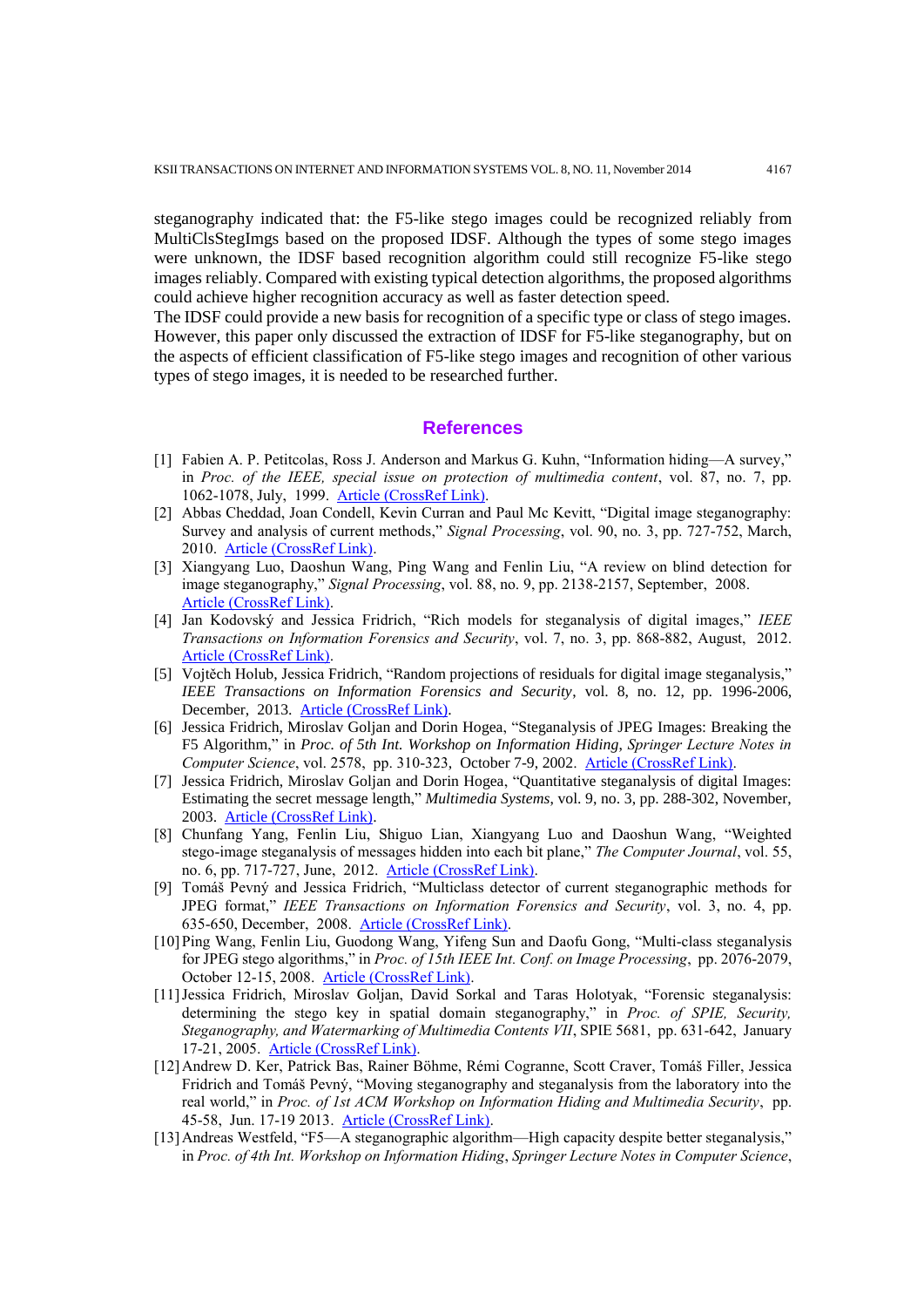steganography indicated that: the F5-like stego images could be recognized reliably from MultiClsStegImgs based on the proposed IDSF. Although the types of some stego images were unknown, the IDSF based recognition algorithm could still recognize F5-like stego images reliably. Compared with existing typical detection algorithms, the proposed algorithms could achieve higher recognition accuracy as well as faster detection speed.

The IDSF could provide a new basis for recognition of a specific type or class of stego images. However, this paper only discussed the extraction of IDSF for F5-like steganography, but on the aspects of efficient classification of F5-like stego images and recognition of other various types of stego images, it is needed to be researched further.

## References

[1] Fabien A. P. Petitcolas, Ross J. Anderson and Markus G. Kuhn, "Information hiding—A survey," in *Proc. of the IEEE, special issue on protection of multimedia content*, vol. 87, no. 7, pp. 1062-1078, July, 1999. Article (CrossRef Link).

[2] Abbas Cheddad, Joan Condell, Kevin Curran and Paul Mc Kevitt, "Digital image steganography: Survey and analysis of current methods," *Signal Processing*, vol. 90, no. 3, pp. 727-752, March, 2010. Article (CrossRef Link).

[3] Xiangyang Luo, Daoshun Wang, Ping Wang and Fenlin Liu, "A review on blind detection for image steganography," *Signal Processing*, vol. 88, no. 9, pp. 2138-2157, September, 2008. Article (CrossRef Link).

[4] Jan Kodovský and Jessica Fridrich, "Rich models for steganalysis of digital images," *IEEE Transactions on Information Forensics and Security*, vol. 7, no. 3, pp. 868-882, August, 2012. Article (CrossRef Link).

[5] Vojtěch Holub, Jessica Fridrich, "Random projections of residuals for digital image steganalysis," *IEEE Transactions on Information Forensics and Security*, vol. 8, no. 12, pp. 1996-2006, December, 2013. Article (CrossRef Link).

[6] Jessica Fridrich, Miroslav Goljan and Dorin Hogea, "Steganalysis of JPEG Images: Breaking the F5 Algorithm," in *Proc. of 5th Int. Workshop on Information Hiding, Springer Lecture Notes in Computer Science*, vol. 2578, pp. 310-323, October 7-9, 2002. Article (CrossRef Link).

[7] Jessica Fridrich, Miroslav Goljan and Dorin Hogea, "Quantitative steganalysis of digital Images: Estimating the secret message length," *Multimedia Systems*, vol. 9, no. 3, pp. 288-302, November, 2003. Article (CrossRef Link).

[8] Chunfang Yang, Fenlin Liu, Shiguo Lian, Xiangyang Luo and Daoshun Wang, "Weighted stego-image steganalysis of messages hidden into each bit plane," *The Computer Journal*, vol. 55, no. 6, pp. 717-727, June, 2012. Article (CrossRef Link).

[9] Tomáš Pevný and Jessica Fridrich, "Multiclass detector of current steganographic methods for JPEG format," *IEEE Transactions on Information Forensics and Security*, vol. 3, no. 4, pp. 635-650, December, 2008. Article (CrossRef Link).

[10] Ping Wang, Fenlin Liu, Guodong Wang, Yifeng Sun and Daofu Gong, "Multi-class steganalysis for JPEG stego algorithms," in *Proc. of 15th IEEE Int. Conf. on Image Processing*, pp. 2076-2079, October 12-15, 2008. Article (CrossRef Link).

[11] Jessica Fridrich, Miroslav Goljan, David Sorkal and Taras Holotyak, "Forensic steganalysis: determining the stego key in spatial domain steganography," in *Proc. of SPIE, Security, Steganography, and Watermarking of Multimedia Contents VII*, SPIE 5681, pp. 631-642, January 17-21, 2005. Article (CrossRef Link).

[12] Andrew D. Ker, Patrick Bas, Rainer Böhme, Rémi Cogranne, Scott Craver, Tomáš Filler, Jessica Fridrich and Tomáš Pevný, "Moving steganography and steganalysis from the laboratory into the real world," in *Proc. of 1st ACM Workshop on Information Hiding and Multimedia Security*, pp. 45-58, Jun. 17-19 2013. Article (CrossRef Link).

[13] Andreas Westfeld, "F5—A steganographic algorithm—High capacity despite better steganalysis," in *Proc. of 4th Int. Workshop on Information Hiding*, *Springer Lecture Notes in Computer Science*,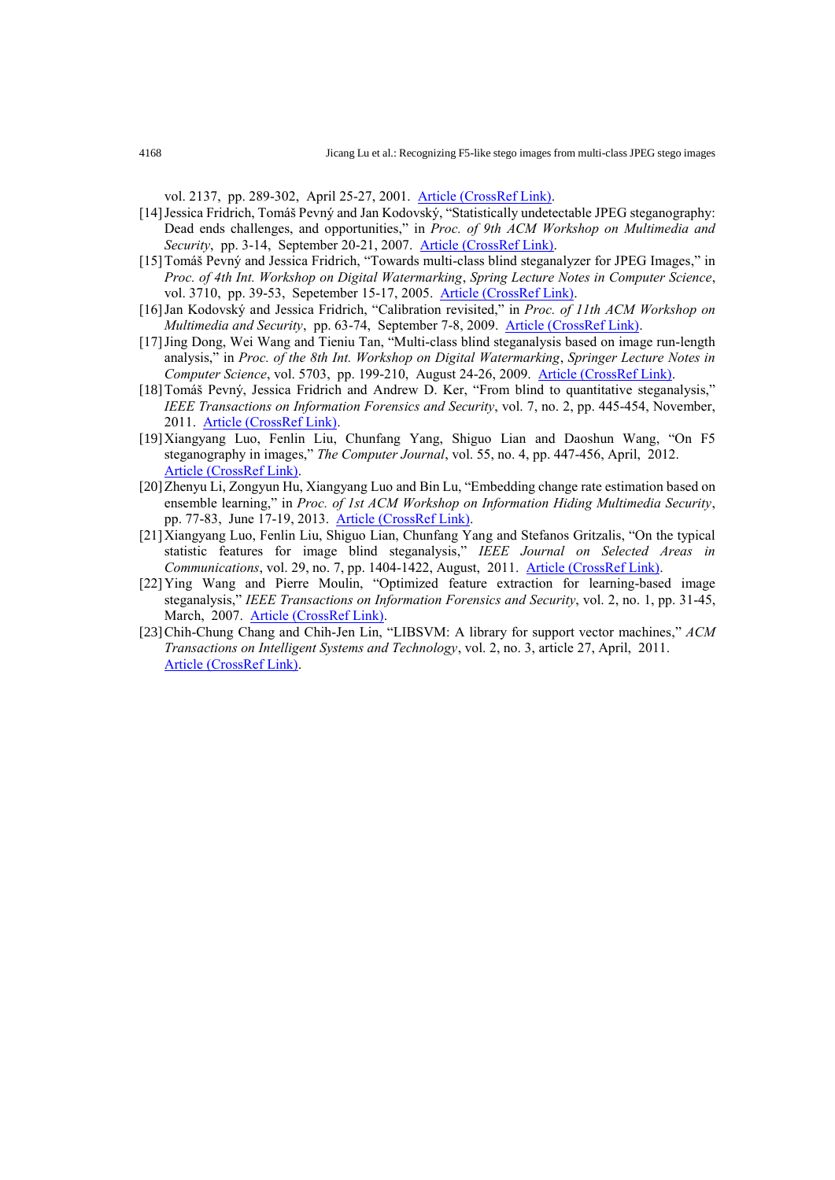vol. 2137, pp. 289-302, April 25-27, 2001. [Article (CrossRef Link)](#).

[14] Jessica Fridrich, Tomáš Pevný and Jan Kodovský, "Statistically undetectable JPEG steganography: Dead ends challenges, and opportunities," in *Proc. of 9th ACM Workshop on Multimedia and Security*, pp. 3-14, September 20-21, 2007. [Article (CrossRef Link)](#).

[15] Tomáš Pevný and Jessica Fridrich, "Towards multi-class blind steganalyzer for JPEG Images," in *Proc. of 4th Int. Workshop on Digital Watermarking*, *Spring Lecture Notes in Computer Science*, vol. 3710, pp. 39-53, Sepetember 15-17, 2005. [Article (CrossRef Link)](#).

[16] Jan Kodovský and Jessica Fridrich, "Calibration revisited," in *Proc. of 11th ACM Workshop on Multimedia and Security*, pp. 63-74, September 7-8, 2009. [Article (CrossRef Link)](#).

[17] Jing Dong, Wei Wang and Tieniu Tan, "Multi-class blind steganalysis based on image run-length analysis," in *Proc. of the 8th Int. Workshop on Digital Watermarking*, *Springer Lecture Notes in Computer Science*, vol. 5703, pp. 199-210, August 24-26, 2009. [Article (CrossRef Link)](#).

[18] Tomáš Pevný, Jessica Fridrich and Andrew D. Ker, "From blind to quantitative steganalysis," *IEEE Transactions on Information Forensics and Security*, vol. 7, no. 2, pp. 445-454, November, 2011. [Article (CrossRef Link)](#).

[19] Xiangyang Luo, Fenlin Liu, Chunfang Yang, Shiguo Lian and Daoshun Wang, "On F5 steganography in images," *The Computer Journal*, vol. 55, no. 4, pp. 447-456, April, 2012. [Article (CrossRef Link)](#).

[20] Zhenyu Li, Zongyun Hu, Xiangyang Luo and Bin Lu, "Embedding change rate estimation based on ensemble learning," in *Proc. of 1st ACM Workshop on Information Hiding Multimedia Security*, pp. 77-83, June 17-19, 2013. [Article (CrossRef Link)](#).

[21] Xiangyang Luo, Fenlin Liu, Shiguo Lian, Chunfang Yang and Stefanos Gritzalis, "On the typical statistic features for image blind steganalysis," *IEEE Journal on Selected Areas in Communications*, vol. 29, no. 7, pp. 1404-1422, August, 2011. [Article (CrossRef Link)](#).

[22] Ying Wang and Pierre Moulin, "Optimized feature extraction for learning-based image steganalysis," *IEEE Transactions on Information Forensics and Security*, vol. 2, no. 1, pp. 31-45, March, 2007. [Article (CrossRef Link)](#).

[23] Chih-Chung Chang and Chih-Jen Lin, "LIBSVM: A library for support vector machines," *ACM Transactions on Intelligent Systems and Technology*, vol. 2, no. 3, article 27, April, 2011. [Article (CrossRef Link)](#).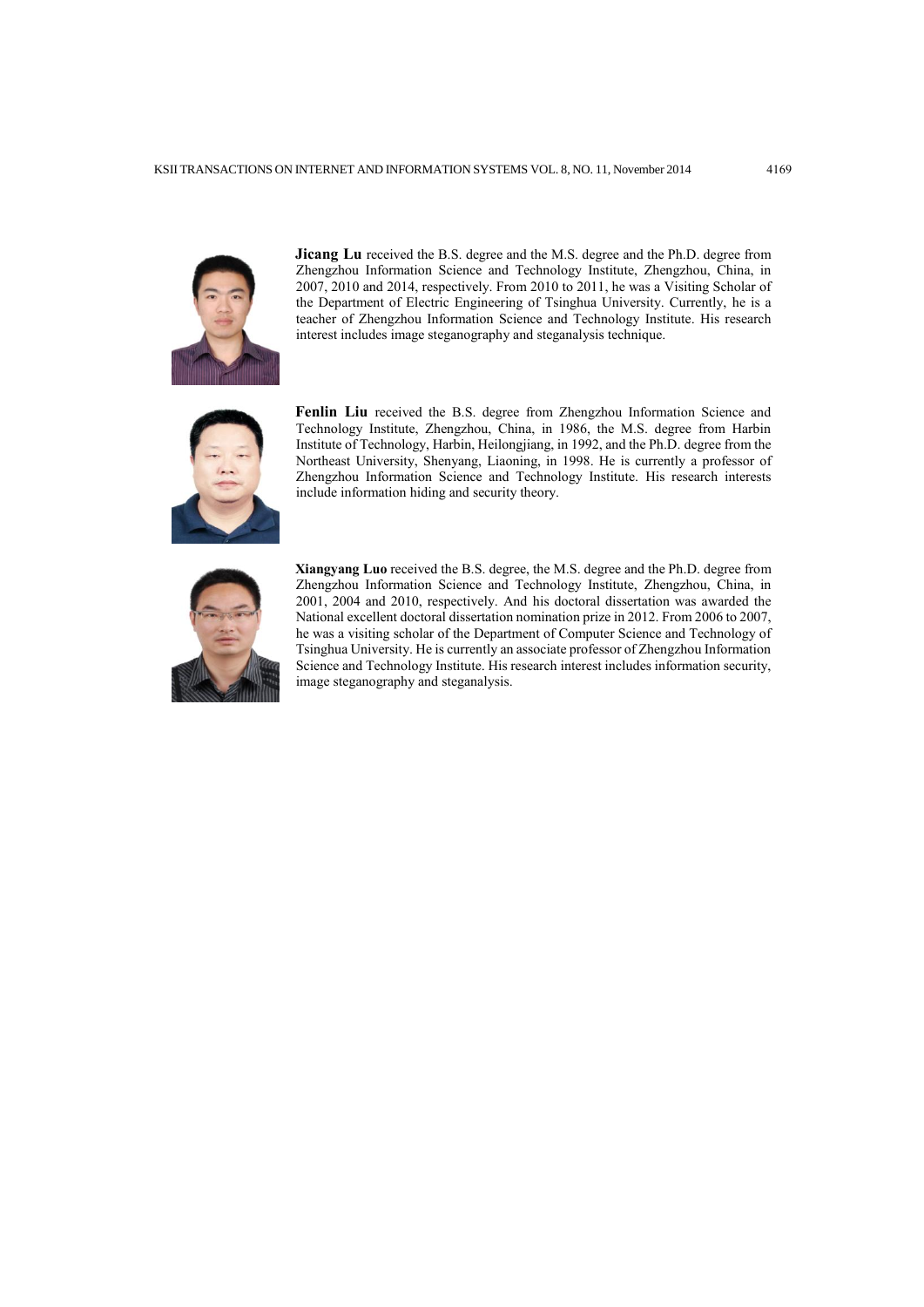**Jicang Lu** received the B.S. degree and the M.S. degree and the Ph.D. degree from Zhengzhou Information Science and Technology Institute, Zhengzhou, China, in 2007, 2010 and 2014, respectively. From 2010 to 2011, he was a Visiting Scholar of the Department of Electric Engineering of Tsinghua University. Currently, he is a teacher of Zhengzhou Information Science and Technology Institute. His research interest includes image steganography and steganalysis technique.

**Fenlin Liu** received the B.S. degree from Zhengzhou Information Science and Technology Institute, Zhengzhou, China, in 1986, the M.S. degree from Harbin Institute of Technology, Harbin, Heilongjiang, in 1992, and the Ph.D. degree from the Northeast University, Shenyang, Liaoning, in 1998. He is currently a professor of Zhengzhou Information Science and Technology Institute. His research interests include information hiding and security theory.

**Xiangyang Luo** received the B.S. degree, the M.S. degree and the Ph.D. degree from Zhengzhou Information Science and Technology Institute, Zhengzhou, China, in 2001, 2004 and 2010, respectively. And his doctoral dissertation was awarded the National excellent doctoral dissertation nomination prize in 2012. From 2006 to 2007, he was a visiting scholar of the Department of Computer Science and Technology of Tsinghua University. He is currently an associate professor of Zhengzhou Information Science and Technology Institute. His research interest includes information security, image steganography and steganalysis.